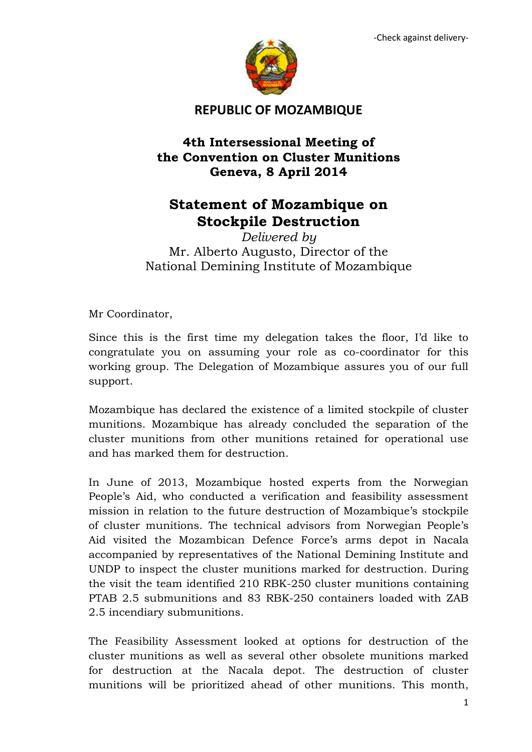-Check against delivery-

# REPUBLIC OF MOZAMBIQUE

## 4th Intersessional Meeting of the Convention on Cluster Munitions Geneva, 8 April 2014

## Statement of Mozambique on Stockpile Destruction

*Delivered by*

Mr. Alberto Augusto, Director of the National Demining Institute of Mozambique

Mr Coordinator,

Since this is the first time my delegation takes the floor, I'd like to congratulate you on assuming your role as co-coordinator for this working group. The Delegation of Mozambique assures you of our full support.

Mozambique has declared the existence of a limited stockpile of cluster munitions. Mozambique has already concluded the separation of the cluster munitions from other munitions retained for operational use and has marked them for destruction.

In June of 2013, Mozambique hosted experts from the Norwegian People's Aid, who conducted a verification and feasibility assessment mission in relation to the future destruction of Mozambique's stockpile of cluster munitions. The technical advisors from Norwegian People's Aid visited the Mozambican Defence Force's arms depot in Nacala accompanied by representatives of the National Demining Institute and UNDP to inspect the cluster munitions marked for destruction. During the visit the team identified 210 RBK-250 cluster munitions containing PTAB 2.5 submunitions and 83 RBK-250 containers loaded with ZAB 2.5 incendiary submunitions.

The Feasibility Assessment looked at options for destruction of the cluster munitions as well as several other obsolete munitions marked for destruction at the Nacala depot. The destruction of cluster munitions will be prioritized ahead of other munitions. This month,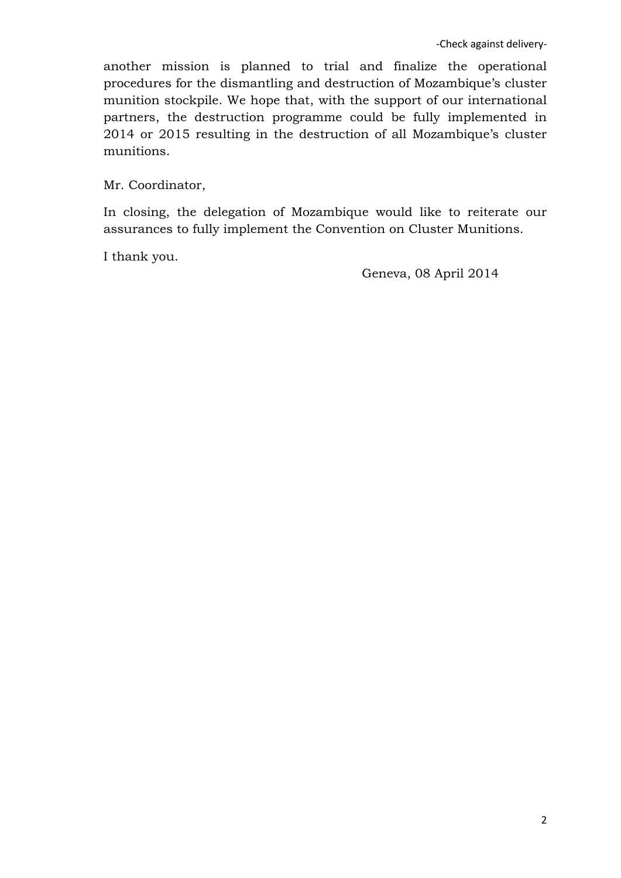another mission is planned to trial and finalize the operational procedures for the dismantling and destruction of Mozambique's cluster munition stockpile. We hope that, with the support of our international partners, the destruction programme could be fully implemented in 2014 or 2015 resulting in the destruction of all Mozambique's cluster munitions.

Mr. Coordinator,

In closing, the delegation of Mozambique would like to reiterate our assurances to fully implement the Convention on Cluster Munitions.

I thank you.

Geneva, 08 April 2014